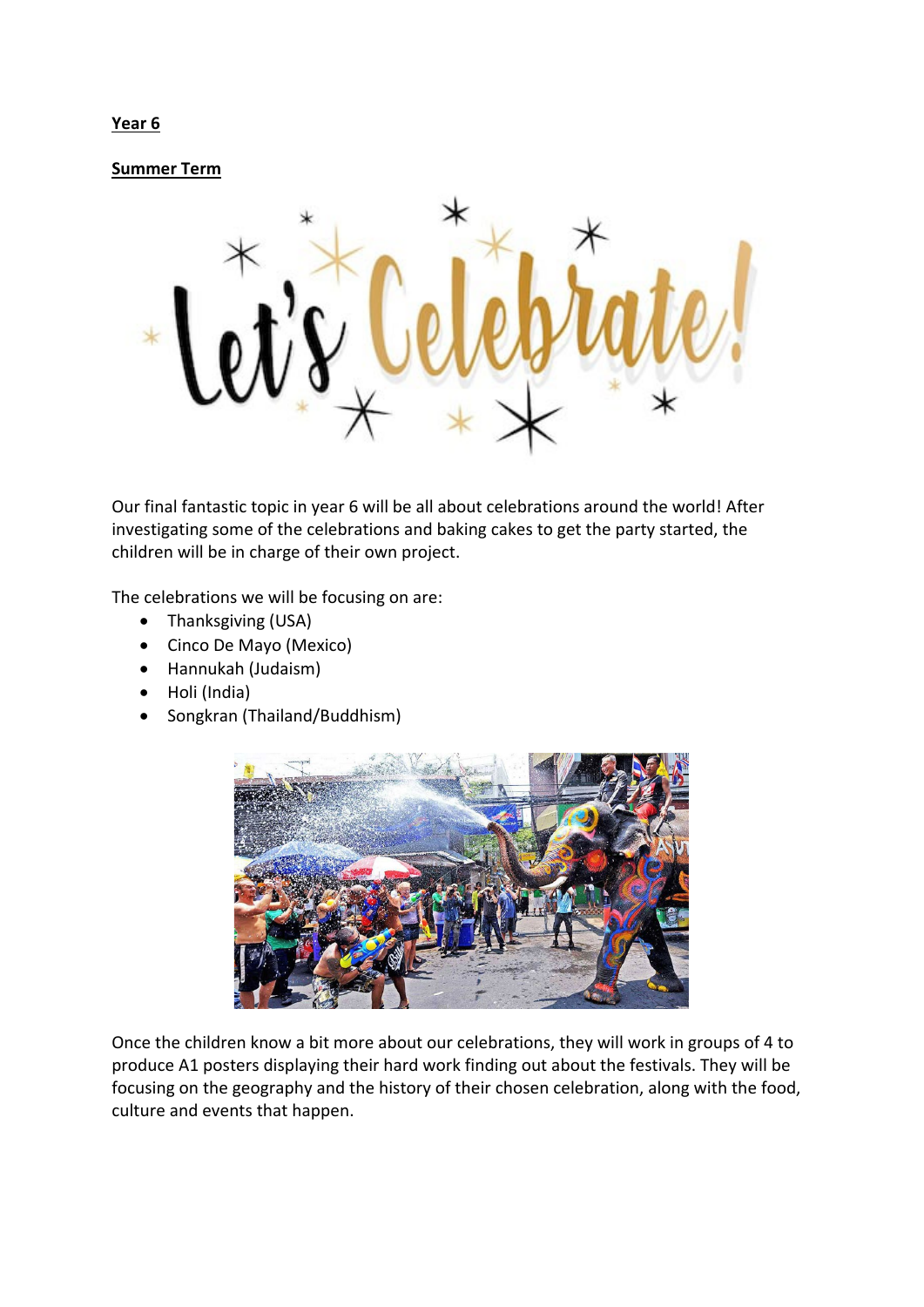**Year 6**

**Summer Term**

Let's Celebrate!

Our final fantastic topic in year 6 will be all about celebrations around the world! After investigating some of the celebrations and baking cakes to get the party started, the children will be in charge of their own project.

The celebrations we will be focusing on are:

- Thanksgiving (USA)
- Cinco De Mayo (Mexico)
- Hannukah (Judaism)
- Holi (India)
- Songkran (Thailand/Buddhism)

Once the children know a bit more about our celebrations, they will work in groups of 4 to produce A1 posters displaying their hard work finding out about the festivals. They will be focusing on the geography and the history of their chosen celebration, along with the food, culture and events that happen.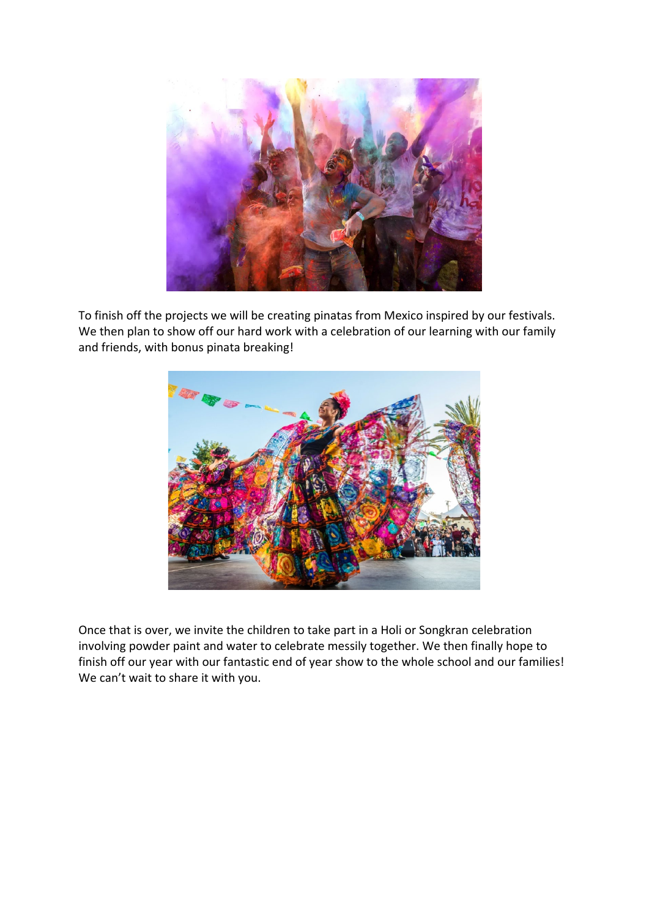To finish off the projects we will be creating pinatas from Mexico inspired by our festivals. We then plan to show off our hard work with a celebration of our learning with our family and friends, with bonus pinata breaking!

Once that is over, we invite the children to take part in a Holi or Songkran celebration involving powder paint and water to celebrate messily together. We then finally hope to finish off our year with our fantastic end of year show to the whole school and our families! We can't wait to share it with you.